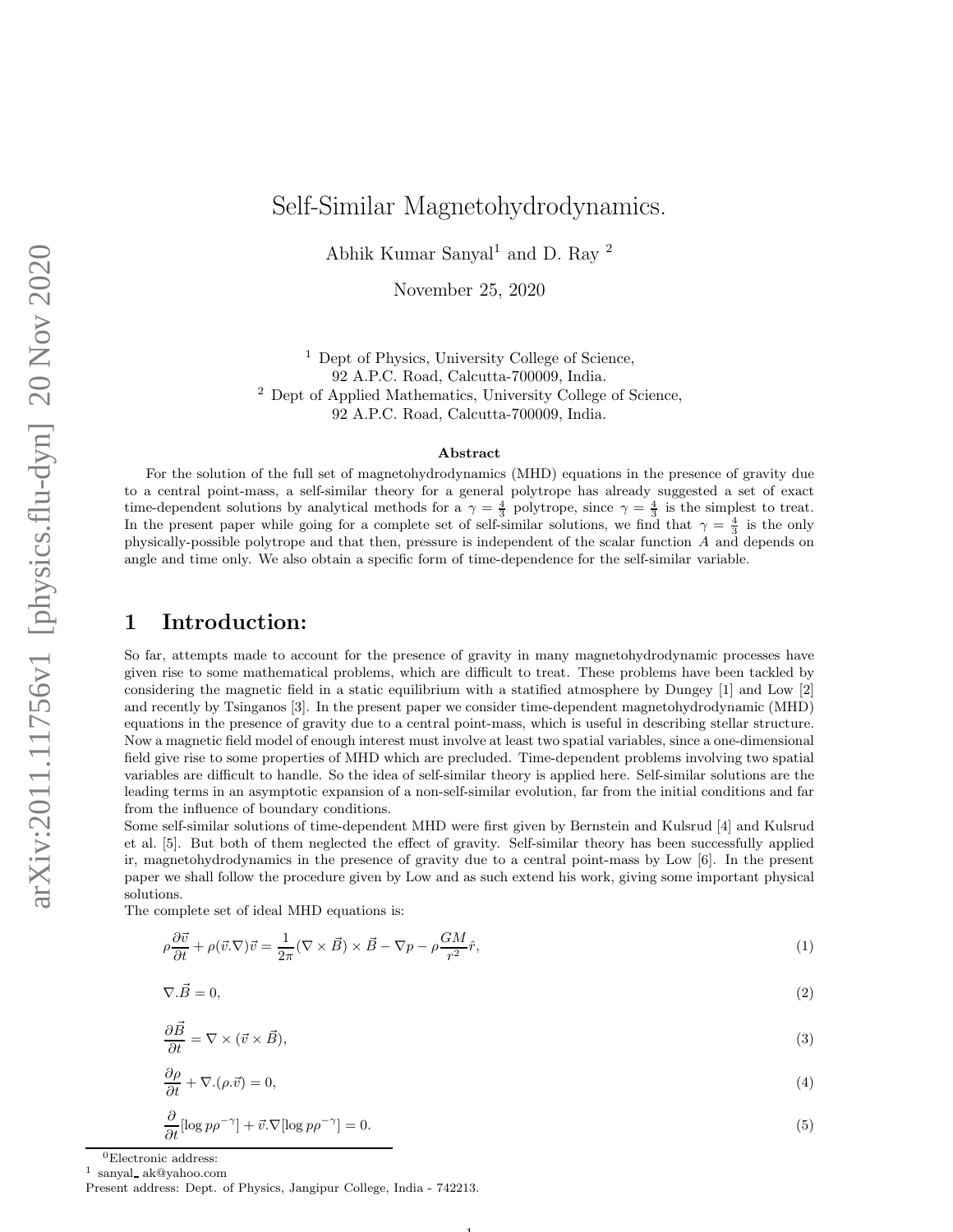# Self-Similar Magnetohydrodynamics.

Abhik Kumar Sanyal[1] and D. Ray [2]

November 25, 2020

[1] Dept of Physics, University College of Science,
92 A.P.C. Road, Calcutta-700009, India.
[2] Dept of Applied Mathematics, University College of Science,
92 A.P.C. Road, Calcutta-700009, India.

### Abstract

For the solution of the full set of magnetohydrodynamics (MHD) equations in the presence of gravity due to a central point-mass, a self-similar theory for a general polytrope has already suggested a set of exact time-dependent solutions by analytical methods for a $\gamma = \frac{4}{3}$ polytrope, since $\gamma = \frac{4}{3}$ is the simplest to treat. In the present paper while going for a complete set of self-similar solutions, we find that $\gamma = \frac{4}{3}$ is the only physically-possible polytrope and that then, pressure is independent of the scalar function $A$ and depends on angle and time only. We also obtain a specific form of time-dependence for the self-similar variable.

## 1 Introduction:

So far, attempts made to account for the presence of gravity in many magnetohydrodynamic processes have given rise to some mathematical problems, which are difficult to treat. These problems have been tackled by considering the magnetic field in a static equilibrium with a statified atmosphere by Dungey [1] and Low [2] and recently by Tsinganos [3]. In the present paper we consider time-dependent magnetohydrodynamic (MHD) equations in the presence of gravity due to a central point-mass, which is useful in describing stellar structure. Now a magnetic field model of enough interest must involve at least two spatial variables, since a one-dimensional field give rise to some properties of MHD which are precluded. Time-dependent problems involving two spatial variables are difficult to handle. So the idea of self-similar theory is applied here. Self-similar solutions are the leading terms in an asymptotic expansion of a non-self-similar evolution, far from the initial conditions and far from the influence of boundary conditions.

Some self-similar solutions of time-dependent MHD were first given by Bernstein and Kulsrud [4] and Kulsrud et al. [5]. But both of them neglected the effect of gravity. Self-similar theory has been successfully applied ir, magnetohydrodynamics in the presence of gravity due to a central point-mass by Low [6]. In the present paper we shall follow the procedure given by Low and as such extend his work, giving some important physical solutions.

The complete set of ideal MHD equations is:

$$\rho\frac{\partial \vec{v}}{\partial t} + \rho(\vec{v}.\nabla)\vec{v} = \frac{1}{2\pi}(\nabla\times\vec{B})\times\vec{B} - \nabla p - \rho\frac{GM}{r^2}\hat{r}, \tag{1}$$

$$\nabla.\vec{B} = 0, \tag{2}$$

$$\frac{\partial \vec{B}}{\partial t} = \nabla\times(\vec{v}\times\vec{B}), \tag{3}$$

$$\frac{\partial \rho}{\partial t} + \nabla.(\rho.\vec{v}) = 0, \tag{4}$$

$$\frac{\partial}{\partial t}[\log p\rho^{-\gamma}] + \vec{v}.\nabla[\log p\rho^{-\gamma}] = 0. \tag{5}$$

[0] Electronic address:
[1] sanyal_ ak@yahoo.com
Present address: Dept. of Physics, Jangipur College, India - 742213.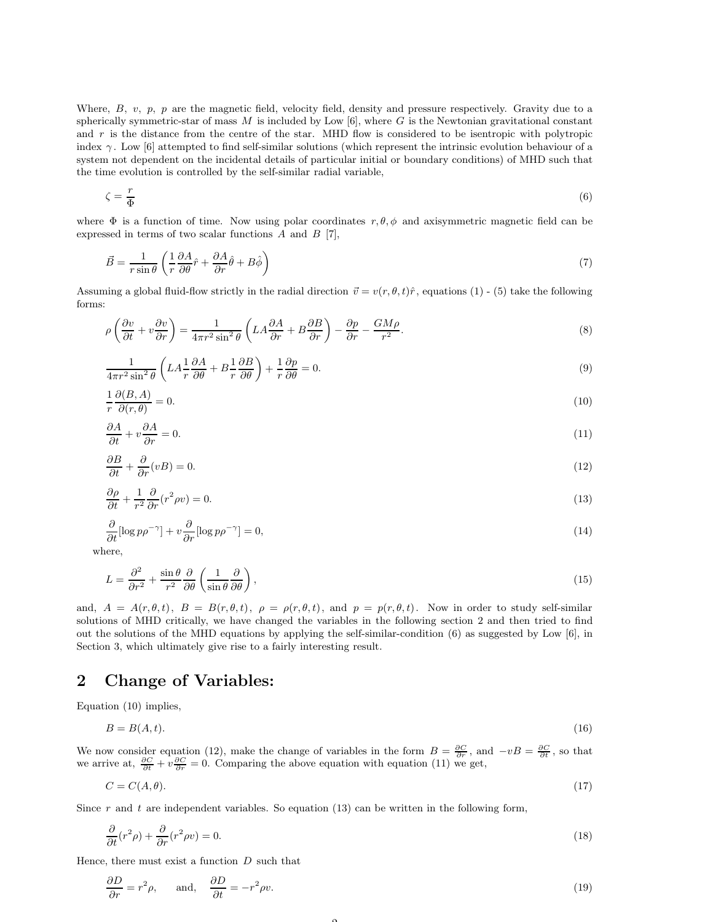Where, $B$, $v$, $p$, $p$ are the magnetic field, velocity field, density and pressure respectively. Gravity due to a spherically symmetric-star of mass $M$ is included by Low [6], where $G$ is the Newtonian gravitational constant and $r$ is the distance from the centre of the star. MHD flow is considered to be isentropic with polytropic index $\gamma$. Low [6] attempted to find self-similar solutions (which represent the intrinsic evolution behaviour of a system not dependent on the incidental details of particular initial or boundary conditions) of MHD such that the time evolution is controlled by the self-similar radial variable,

$$\zeta = \frac{r}{\Phi} \tag{6}$$

where $\Phi$ is a function of time. Now using polar coordinates $r, \theta, \phi$ and axisymmetric magnetic field can be expressed in terms of two scalar functions $A$ and $B$ [7],

$$\vec{B} = \frac{1}{r\sin\theta}\left(\frac{1}{r}\frac{\partial A}{\partial\theta}\hat{r} + \frac{\partial A}{\partial r}\hat{\theta} + B\hat{\phi}\right) \tag{7}$$

Assuming a global fluid-flow strictly in the radial direction $\vec{v} = v(r,\theta,t)\hat{r}$, equations (1) - (5) take the following forms:

$$\rho\left(\frac{\partial v}{\partial t} + v\frac{\partial v}{\partial r}\right) = \frac{1}{4\pi r^2\sin^2\theta}\left(LA\frac{\partial A}{\partial r} + B\frac{\partial B}{\partial r}\right) - \frac{\partial p}{\partial r} - \frac{GM\rho}{r^2}. \tag{8}$$

$$\frac{1}{4\pi r^2\sin^2\theta}\left(LA\frac{1}{r}\frac{\partial A}{\partial\theta} + B\frac{1}{r}\frac{\partial B}{\partial\theta}\right) + \frac{1}{r}\frac{\partial p}{\partial\theta} = 0. \tag{9}$$

$$\frac{1}{r}\frac{\partial(B,A)}{\partial(r,\theta)} = 0. \tag{10}$$

$$\frac{\partial A}{\partial t} + v\frac{\partial A}{\partial r} = 0. \tag{11}$$

$$\frac{\partial B}{\partial t} + \frac{\partial}{\partial r}(vB) = 0. \tag{12}$$

$$\frac{\partial\rho}{\partial t} + \frac{1}{r^2}\frac{\partial}{\partial r}(r^2\rho v) = 0. \tag{13}$$

$$\frac{\partial}{\partial t}[\log p\rho^{-\gamma}] + v\frac{\partial}{\partial r}[\log p\rho^{-\gamma}] = 0, \tag{14}$$

where,

$$L = \frac{\partial^2}{\partial r^2} + \frac{\sin\theta}{r^2}\frac{\partial}{\partial\theta}\left(\frac{1}{\sin\theta}\frac{\partial}{\partial\theta}\right), \tag{15}$$

and, $A = A(r,\theta,t)$, $B = B(r,\theta,t)$, $\rho = \rho(r,\theta,t)$, and $p = p(r,\theta,t)$. Now in order to study self-similar solutions of MHD critically, we have changed the variables in the following section 2 and then tried to find out the solutions of the MHD equations by applying the self-similar-condition (6) as suggested by Low [6], in Section 3, which ultimately give rise to a fairly interesting result.

## 2 Change of Variables:

Equation (10) implies,

$$B = B(A,t). \tag{16}$$

We now consider equation (12), make the change of variables in the form $B = \frac{\partial C}{\partial r}$, and $-vB = \frac{\partial C}{\partial t}$, so that we arrive at, $\frac{\partial C}{\partial t} + v\frac{\partial C}{\partial r} = 0$. Comparing the above equation with equation (11) we get,

$$C = C(A,\theta). \tag{17}$$

Since $r$ and $t$ are independent variables. So equation (13) can be written in the following form,

$$\frac{\partial}{\partial t}(r^2\rho) + \frac{\partial}{\partial r}(r^2\rho v) = 0. \tag{18}$$

Hence, there must exist a function $D$ such that

$$\frac{\partial D}{\partial r} = r^2\rho, \quad \text{and,} \quad \frac{\partial D}{\partial t} = -r^2\rho v. \tag{19}$$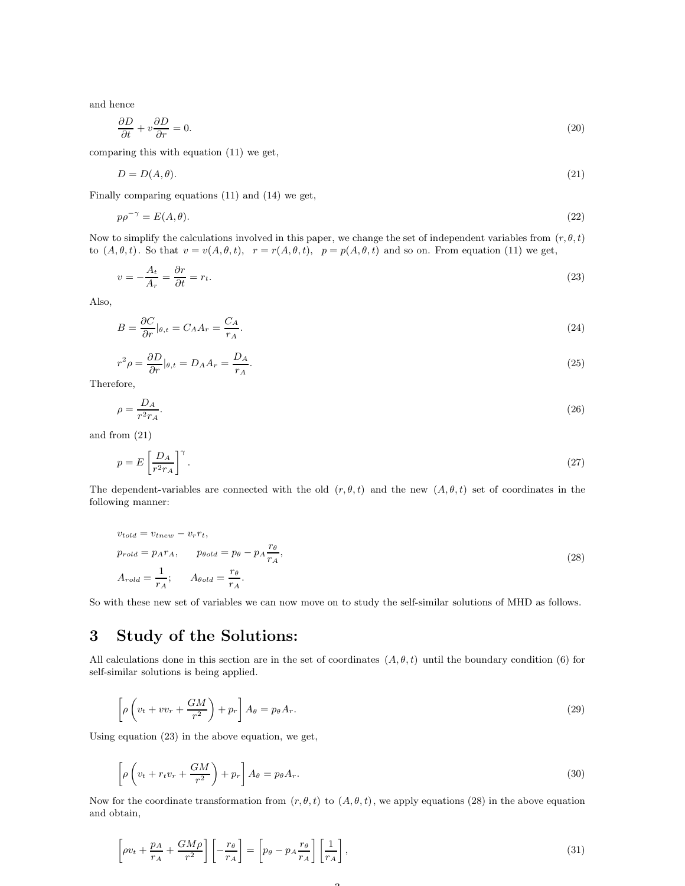and hence

$$\frac{\partial D}{\partial t} + v\frac{\partial D}{\partial r} = 0. \tag{20}$$

comparing this with equation (11) we get,

$$D = D(A, \theta). \tag{21}$$

Finally comparing equations (11) and (14) we get,

$$p\rho^{-\gamma} = E(A, \theta). \tag{22}$$

Now to simplify the calculations involved in this paper, we change the set of independent variables from $(r, \theta, t)$ to $(A, \theta, t)$. So that $v = v(A, \theta, t)$, $r = r(A, \theta, t)$, $p = p(A, \theta, t)$ and so on. From equation (11) we get,

$$v = -\frac{A_t}{A_r} = \frac{\partial r}{\partial t} = r_t. \tag{23}$$

Also,

$$B = \frac{\partial C}{\partial r}|_{\theta,t} = C_A A_r = \frac{C_A}{r_A}. \tag{24}$$

$$r^2\rho = \frac{\partial D}{\partial r}|_{\theta,t} = D_A A_r = \frac{D_A}{r_A}. \tag{25}$$

Therefore,

$$\rho = \frac{D_A}{r^2 r_A}. \tag{26}$$

and from (21)

$$p = E\left[\frac{D_A}{r^2 r_A}\right]^{\gamma}. \tag{27}$$

The dependent-variables are connected with the old $(r, \theta, t)$ and the new $(A, \theta, t)$ set of coordinates in the following manner:

$$\begin{aligned}
&v_{told} = v_{tnew} - v_r r_t, \\
&p_{rold} = p_A r_A, \qquad p_{\theta old} = p_\theta - p_A \frac{r_\theta}{r_A}, \\
&A_{rold} = \frac{1}{r_A}; \qquad A_{\theta old} = \frac{r_\theta}{r_A}.
\end{aligned} \tag{28}$$

So with these new set of variables we can now move on to study the self-similar solutions of MHD as follows.

# 3 Study of the Solutions:

All calculations done in this section are in the set of coordinates $(A, \theta, t)$ until the boundary condition (6) for self-similar solutions is being applied.

$$\left[\rho\left(v_t + vv_r + \frac{GM}{r^2}\right) + p_r\right] A_\theta = p_\theta A_r. \tag{29}$$

Using equation (23) in the above equation, we get,

$$\left[\rho\left(v_t + r_t v_r + \frac{GM}{r^2}\right) + p_r\right] A_\theta = p_\theta A_r. \tag{30}$$

Now for the coordinate transformation from $(r, \theta, t)$ to $(A, \theta, t)$, we apply equations (28) in the above equation and obtain,

$$\left[\rho v_t + \frac{p_A}{r_A} + \frac{GM\rho}{r^2}\right]\left[-\frac{r_\theta}{r_A}\right] = \left[p_\theta - p_A\frac{r_\theta}{r_A}\right]\left[\frac{1}{r_A}\right], \tag{31}$$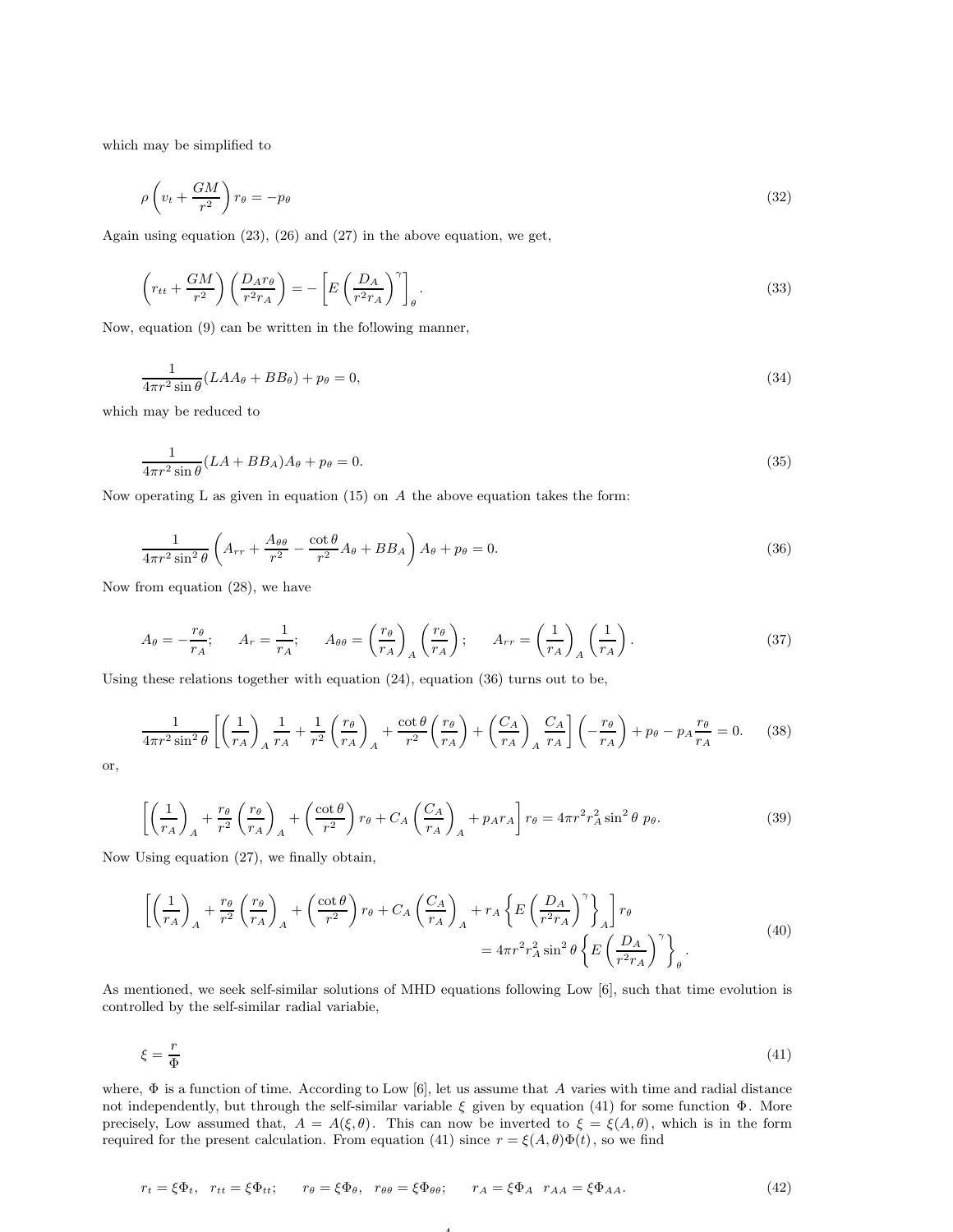which may be simplified to

$$\rho\left(v_t + \frac{GM}{r^2}\right) r_\theta = -p_\theta \tag{32}$$

Again using equation (23), (26) and (27) in the above equation, we get,

$$\left(r_{tt} + \frac{GM}{r^2}\right)\left(\frac{D_A r_\theta}{r^2 r_A}\right) = -\left[E\left(\frac{D_A}{r^2 r_A}\right)^\gamma\right]_\theta. \tag{33}$$

Now, equation (9) can be written in the fo!lowing manner,

$$\frac{1}{4\pi r^2 \sin\theta}(LAA_\theta + BB_\theta) + p_\theta = 0, \tag{34}$$

which may be reduced to

$$\frac{1}{4\pi r^2 \sin\theta}(LA + BB_A)A_\theta + p_\theta = 0. \tag{35}$$

Now operating L as given in equation (15) on $A$ the above equation takes the form:

$$\frac{1}{4\pi r^2 \sin^2\theta}\left(A_{rr} + \frac{A_{\theta\theta}}{r^2} - \frac{\cot\theta}{r^2}A_\theta + BB_A\right)A_\theta + p_\theta = 0. \tag{36}$$

Now from equation (28), we have

$$A_\theta = -\frac{r_\theta}{r_A}; \qquad A_r = \frac{1}{r_A}; \qquad A_{\theta\theta} = \left(\frac{r_\theta}{r_A}\right)_A\left(\frac{r_\theta}{r_A}\right); \qquad A_{rr} = \left(\frac{1}{r_A}\right)_A\left(\frac{1}{r_A}\right). \tag{37}$$

Using these relations together with equation (24), equation (36) turns out to be,

$$\frac{1}{4\pi r^2 \sin^2\theta}\left[\left(\frac{1}{r_A}\right)_A\frac{1}{r_A} + \frac{1}{r^2}\left(\frac{r_\theta}{r_A}\right)_A + \frac{\cot\theta}{r^2}\left(\frac{r_\theta}{r_A}\right) + \left(\frac{C_A}{r_A}\right)_A\frac{C_A}{r_A}\right]\left(-\frac{r_\theta}{r_A}\right) + p_\theta - p_A\frac{r_\theta}{r_A} = 0. \tag{38}$$

or,

$$\left[\left(\frac{1}{r_A}\right)_A + \frac{r_\theta}{r^2}\left(\frac{r_\theta}{r_A}\right)_A + \left(\frac{\cot\theta}{r^2}\right)r_\theta + C_A\left(\frac{C_A}{r_A}\right)_A + p_A r_A\right]r_\theta = 4\pi r^2 r_A^2 \sin^2\theta\; p_\theta. \tag{39}$$

Now Using equation (27), we finally obtain,

$$\begin{aligned}\left[\left(\frac{1}{r_A}\right)_A + \frac{r_\theta}{r^2}\left(\frac{r_\theta}{r_A}\right)_A + \left(\frac{\cot\theta}{r^2}\right)r_\theta + C_A\left(\frac{C_A}{r_A}\right)_A + r_A\left\{E\left(\frac{D_A}{r^2 r_A}\right)^\gamma\right\}_A\right]r_\theta \\ = 4\pi r^2 r_A^2 \sin^2\theta\left\{E\left(\frac{D_A}{r^2 r_A}\right)^\gamma\right\}_\theta.\end{aligned} \tag{40}$$

As mentioned, we seek self-similar solutions of MHD equations following Low [6], such that time evolution is controlled by the self-similar radial variabie,

$$\xi = \frac{r}{\Phi} \tag{41}$$

where, $\Phi$ is a function of time. According to Low [6], let us assume that $A$ varies with time and radial distance not independently, but through the self-similar variable $\xi$ given by equation (41) for some function $\Phi$. More precisely, Low assumed that, $A = A(\xi, \theta)$. This can now be inverted to $\xi = \xi(A, \theta)$, which is in the form required for the present calculation. From equation (41) since $r = \xi(A, \theta)\Phi(t)$, so we find

$$r_t = \xi\Phi_t, \quad r_{tt} = \xi\Phi_{tt}; \qquad r_\theta = \xi\Phi_\theta, \quad r_{\theta\theta} = \xi\Phi_{\theta\theta}; \qquad r_A = \xi\Phi_A \quad r_{AA} = \xi\Phi_{AA}. \tag{42}$$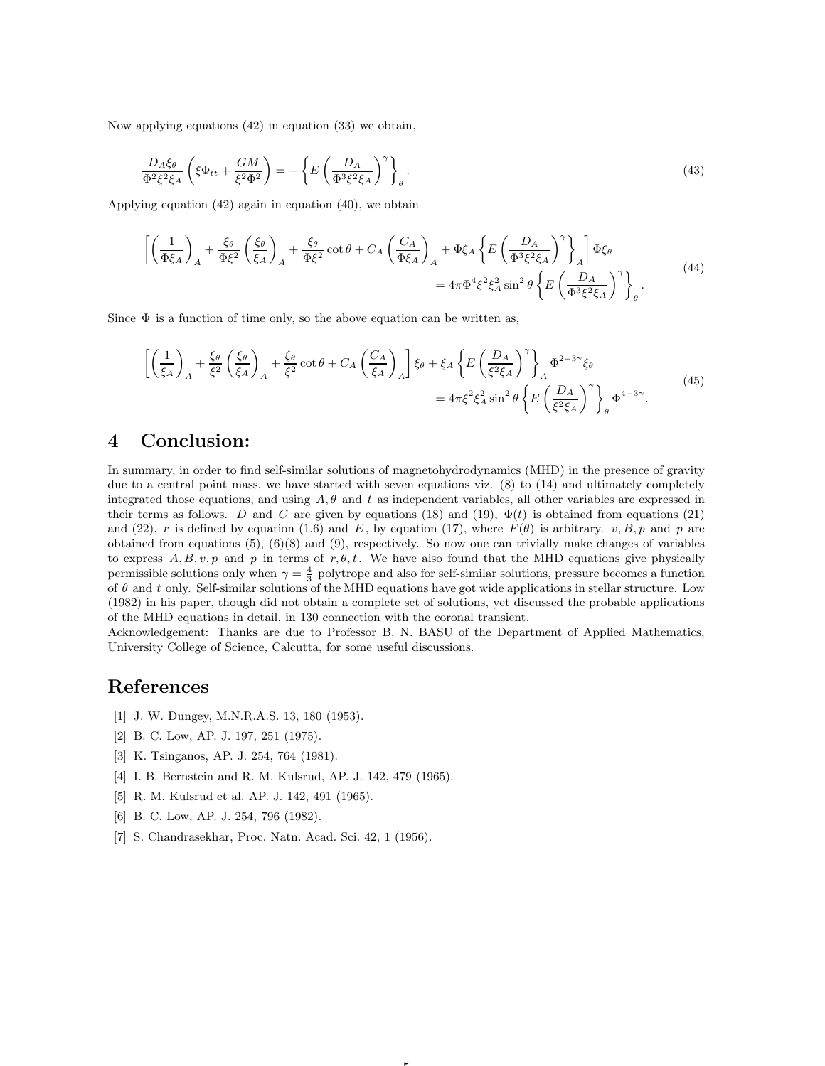Now applying equations (42) in equation (33) we obtain,

$$\frac{D_A \xi_\theta}{\Phi^2 \xi^2 \xi_A}\left(\xi \Phi_{tt} + \frac{GM}{\xi^2 \Phi^2}\right) = -\left\{E\left(\frac{D_A}{\Phi^3 \xi^2 \xi_A}\right)^\gamma\right\}_\theta . \tag{43}$$

Applying equation (42) again in equation (40), we obtain

$$\begin{aligned}\left[\left(\frac{1}{\Phi \xi_A}\right)_A + \frac{\xi_\theta}{\Phi \xi^2}\left(\frac{\xi_\theta}{\xi_A}\right)_A + \frac{\xi_\theta}{\Phi \xi^2}\cot\theta + C_A\left(\frac{C_A}{\Phi \xi_A}\right)_A + \Phi \xi_A \left\{E\left(\frac{D_A}{\Phi^3 \xi^2 \xi_A}\right)^\gamma\right\}_A\right]\Phi \xi_\theta \\ = 4\pi \Phi^4 \xi^2 \xi_A^2 \sin^2\theta \left\{E\left(\frac{D_A}{\Phi^3 \xi^2 \xi_A}\right)^\gamma\right\}_\theta .\end{aligned} \tag{44}$$

Since $\Phi$ is a function of time only, so the above equation can be written as,

$$\begin{aligned}\left[\left(\frac{1}{\xi_A}\right)_A + \frac{\xi_\theta}{\xi^2}\left(\frac{\xi_\theta}{\xi_A}\right)_A + \frac{\xi_\theta}{\xi^2}\cot\theta + C_A\left(\frac{C_A}{\xi_A}\right)_A\right]\xi_\theta + \xi_A\left\{E\left(\frac{D_A}{\xi^2 \xi_A}\right)^\gamma\right\}_A \Phi^{2-3\gamma}\xi_\theta \\ = 4\pi \xi^2 \xi_A^2 \sin^2\theta \left\{E\left(\frac{D_A}{\xi^2 \xi_A}\right)^\gamma\right\}_\theta \Phi^{4-3\gamma}.\end{aligned} \tag{45}$$

# 4 Conclusion:

In summary, in order to find self-similar solutions of magnetohydrodynamics (MHD) in the presence of gravity due to a central point mass, we have started with seven equations viz. (8) to (14) and ultimately completely integrated those equations, and using $A, \theta$ and $t$ as independent variables, all other variables are expressed in their terms as follows. $D$ and $C$ are given by equations (18) and (19), $\Phi(t)$ is obtained from equations (21) and (22), $r$ is defined by equation (1.6) and $E$, by equation (17), where $F(\theta)$ is arbitrary. $v, B, p$ and $p$ are obtained from equations (5), (6)(8) and (9), respectively. So now one can trivially make changes of variables to express $A, B, v, p$ and $p$ in terms of $r, \theta, t$. We have also found that the MHD equations give physically permissible solutions only when $\gamma = \frac{4}{3}$ polytrope and also for self-similar solutions, pressure becomes a function of $\theta$ and $t$ only. Self-similar solutions of the MHD equations have got wide applications in stellar structure. Low (1982) in his paper, though did not obtain a complete set of solutions, yet discussed the probable applications of the MHD equations in detail, in 130 connection with the coronal transient.

Acknowledgement: Thanks are due to Professor B. N. BASU of the Department of Applied Mathematics, University College of Science, Calcutta, for some useful discussions.

# References

[1] J. W. Dungey, M.N.R.A.S. 13, 180 (1953).

[2] B. C. Low, AP. J. 197, 251 (1975).

[3] K. Tsinganos, AP. J. 254, 764 (1981).

[4] I. B. Bernstein and R. M. Kulsrud, AP. J. 142, 479 (1965).

[5] R. M. Kulsrud et al. AP. J. 142, 491 (1965).

[6] B. C. Low, AP. J. 254, 796 (1982).

[7] S. Chandrasekhar, Proc. Natn. Acad. Sci. 42, 1 (1956).